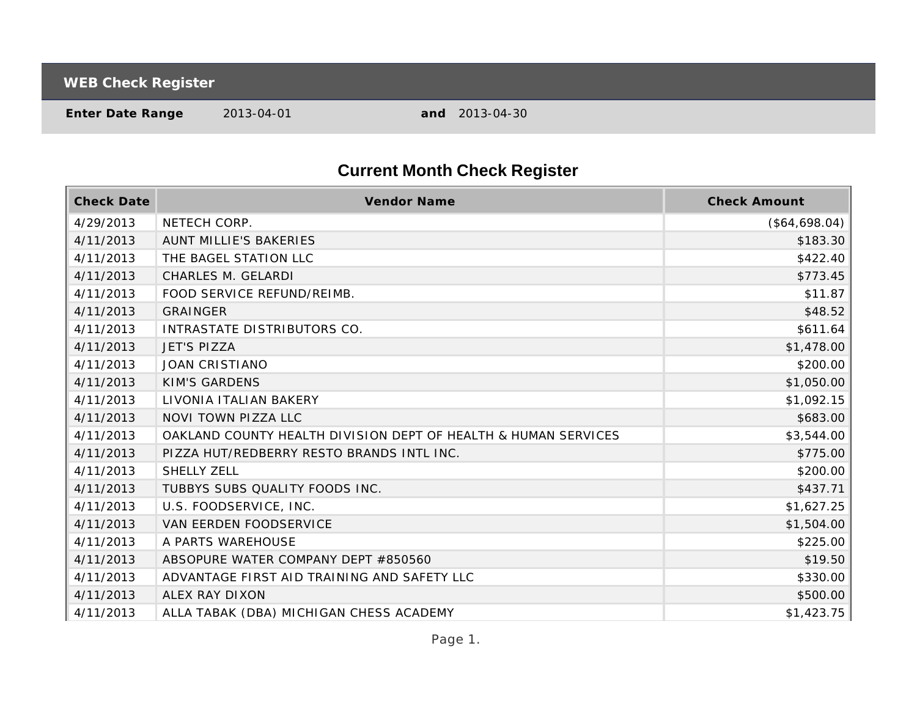## WEB Check Register

**Enter Date Range** 2013-04-01 **and** 2013-04-30

# Current Month Check Register

| Check Date | Vendor Name | Check Amount |
|---|---|---|
| 4/29/2013 | NETECH CORP. | ($64,698.04) |
| 4/11/2013 | AUNT MILLIE'S BAKERIES | $183.30 |
| 4/11/2013 | THE BAGEL STATION LLC | $422.40 |
| 4/11/2013 | CHARLES M. GELARDI | $773.45 |
| 4/11/2013 | FOOD SERVICE REFUND/REIMB. | $11.87 |
| 4/11/2013 | GRAINGER | $48.52 |
| 4/11/2013 | INTRASTATE DISTRIBUTORS CO. | $611.64 |
| 4/11/2013 | JET'S PIZZA | $1,478.00 |
| 4/11/2013 | JOAN CRISTIANO | $200.00 |
| 4/11/2013 | KIM'S GARDENS | $1,050.00 |
| 4/11/2013 | LIVONIA ITALIAN BAKERY | $1,092.15 |
| 4/11/2013 | NOVI TOWN PIZZA LLC | $683.00 |
| 4/11/2013 | OAKLAND COUNTY HEALTH DIVISION DEPT OF HEALTH & HUMAN SERVICES | $3,544.00 |
| 4/11/2013 | PIZZA HUT/REDBERRY RESTO BRANDS INTL INC. | $775.00 |
| 4/11/2013 | SHELLY ZELL | $200.00 |
| 4/11/2013 | TUBBYS SUBS QUALITY FOODS INC. | $437.71 |
| 4/11/2013 | U.S. FOODSERVICE, INC. | $1,627.25 |
| 4/11/2013 | VAN EERDEN FOODSERVICE | $1,504.00 |
| 4/11/2013 | A PARTS WAREHOUSE | $225.00 |
| 4/11/2013 | ABSOPURE WATER COMPANY DEPT #850560 | $19.50 |
| 4/11/2013 | ADVANTAGE FIRST AID TRAINING AND SAFETY LLC | $330.00 |
| 4/11/2013 | ALEX RAY DIXON | $500.00 |
| 4/11/2013 | ALLA TABAK (DBA) MICHIGAN CHESS ACADEMY | $1,423.75 |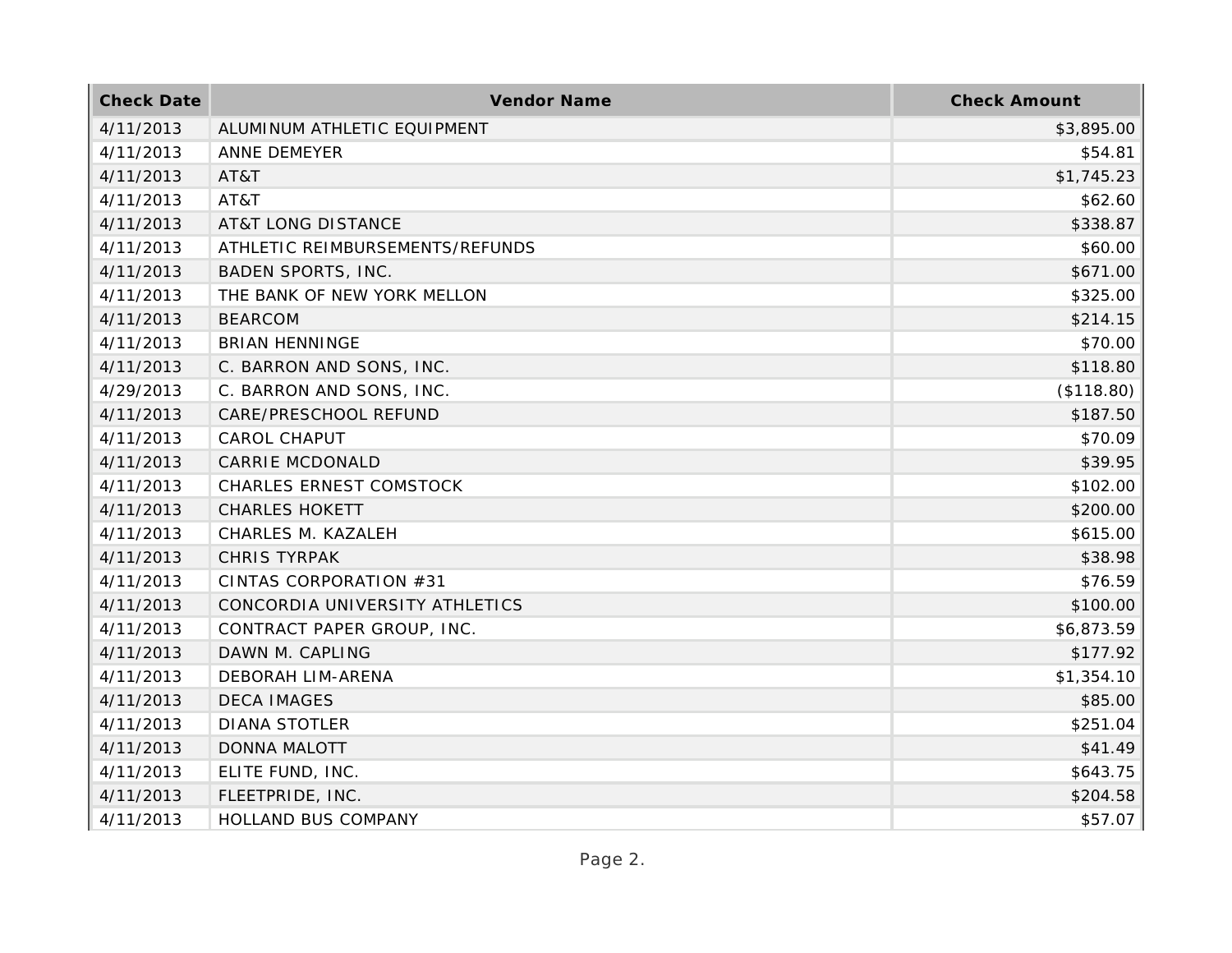| Check Date | Vendor Name | Check Amount |
| --- | --- | --- |
| 4/11/2013 | ALUMINUM ATHLETIC EQUIPMENT | $3,895.00 |
| 4/11/2013 | ANNE DEMEYER | $54.81 |
| 4/11/2013 | AT&T | $1,745.23 |
| 4/11/2013 | AT&T | $62.60 |
| 4/11/2013 | AT&T LONG DISTANCE | $338.87 |
| 4/11/2013 | ATHLETIC REIMBURSEMENTS/REFUNDS | $60.00 |
| 4/11/2013 | BADEN SPORTS, INC. | $671.00 |
| 4/11/2013 | THE BANK OF NEW YORK MELLON | $325.00 |
| 4/11/2013 | BEARCOM | $214.15 |
| 4/11/2013 | BRIAN HENNINGE | $70.00 |
| 4/11/2013 | C. BARRON AND SONS, INC. | $118.80 |
| 4/29/2013 | C. BARRON AND SONS, INC. | ($118.80) |
| 4/11/2013 | CARE/PRESCHOOL REFUND | $187.50 |
| 4/11/2013 | CAROL CHAPUT | $70.09 |
| 4/11/2013 | CARRIE MCDONALD | $39.95 |
| 4/11/2013 | CHARLES ERNEST COMSTOCK | $102.00 |
| 4/11/2013 | CHARLES HOKETT | $200.00 |
| 4/11/2013 | CHARLES M. KAZALEH | $615.00 |
| 4/11/2013 | CHRIS TYRPAK | $38.98 |
| 4/11/2013 | CINTAS CORPORATION #31 | $76.59 |
| 4/11/2013 | CONCORDIA UNIVERSITY ATHLETICS | $100.00 |
| 4/11/2013 | CONTRACT PAPER GROUP, INC. | $6,873.59 |
| 4/11/2013 | DAWN M. CAPLING | $177.92 |
| 4/11/2013 | DEBORAH LIM-ARENA | $1,354.10 |
| 4/11/2013 | DECA IMAGES | $85.00 |
| 4/11/2013 | DIANA STOTLER | $251.04 |
| 4/11/2013 | DONNA MALOTT | $41.49 |
| 4/11/2013 | ELITE FUND, INC. | $643.75 |
| 4/11/2013 | FLEETPRIDE, INC. | $204.58 |
| 4/11/2013 | HOLLAND BUS COMPANY | $57.07 |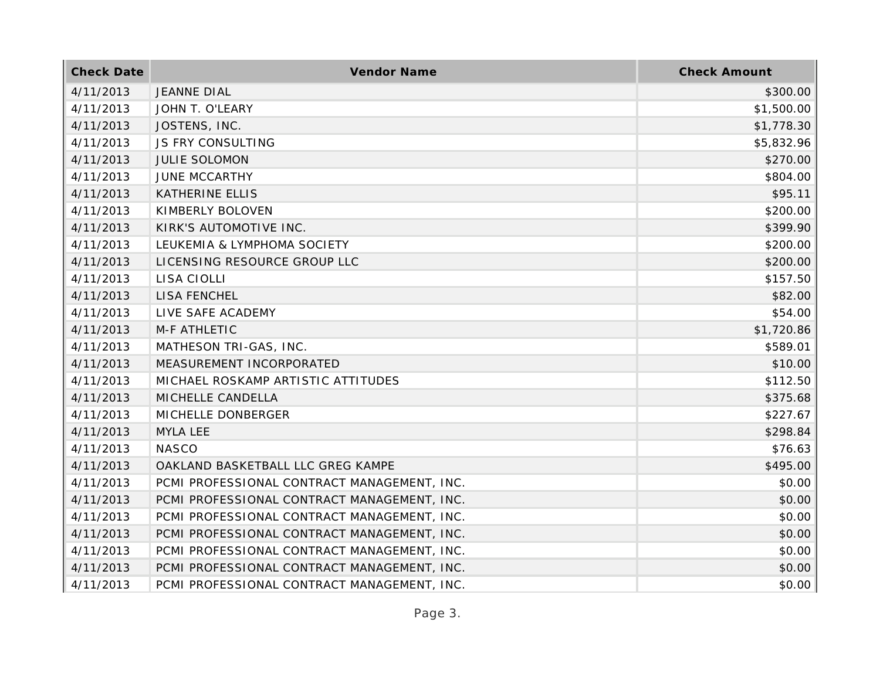| Check Date | Vendor Name | Check Amount |
| --- | --- | --- |
| 4/11/2013 | JEANNE DIAL | $300.00 |
| 4/11/2013 | JOHN T. O'LEARY | $1,500.00 |
| 4/11/2013 | JOSTENS, INC. | $1,778.30 |
| 4/11/2013 | JS FRY CONSULTING | $5,832.96 |
| 4/11/2013 | JULIE SOLOMON | $270.00 |
| 4/11/2013 | JUNE MCCARTHY | $804.00 |
| 4/11/2013 | KATHERINE ELLIS | $95.11 |
| 4/11/2013 | KIMBERLY BOLOVEN | $200.00 |
| 4/11/2013 | KIRK'S AUTOMOTIVE INC. | $399.90 |
| 4/11/2013 | LEUKEMIA & LYMPHOMA SOCIETY | $200.00 |
| 4/11/2013 | LICENSING RESOURCE GROUP LLC | $200.00 |
| 4/11/2013 | LISA CIOLLI | $157.50 |
| 4/11/2013 | LISA FENCHEL | $82.00 |
| 4/11/2013 | LIVE SAFE ACADEMY | $54.00 |
| 4/11/2013 | M-F ATHLETIC | $1,720.86 |
| 4/11/2013 | MATHESON TRI-GAS, INC. | $589.01 |
| 4/11/2013 | MEASUREMENT INCORPORATED | $10.00 |
| 4/11/2013 | MICHAEL ROSKAMP ARTISTIC ATTITUDES | $112.50 |
| 4/11/2013 | MICHELLE CANDELLA | $375.68 |
| 4/11/2013 | MICHELLE DONBERGER | $227.67 |
| 4/11/2013 | MYLA LEE | $298.84 |
| 4/11/2013 | NASCO | $76.63 |
| 4/11/2013 | OAKLAND BASKETBALL LLC GREG KAMPE | $495.00 |
| 4/11/2013 | PCMI PROFESSIONAL CONTRACT MANAGEMENT, INC. | $0.00 |
| 4/11/2013 | PCMI PROFESSIONAL CONTRACT MANAGEMENT, INC. | $0.00 |
| 4/11/2013 | PCMI PROFESSIONAL CONTRACT MANAGEMENT, INC. | $0.00 |
| 4/11/2013 | PCMI PROFESSIONAL CONTRACT MANAGEMENT, INC. | $0.00 |
| 4/11/2013 | PCMI PROFESSIONAL CONTRACT MANAGEMENT, INC. | $0.00 |
| 4/11/2013 | PCMI PROFESSIONAL CONTRACT MANAGEMENT, INC. | $0.00 |
| 4/11/2013 | PCMI PROFESSIONAL CONTRACT MANAGEMENT, INC. | $0.00 |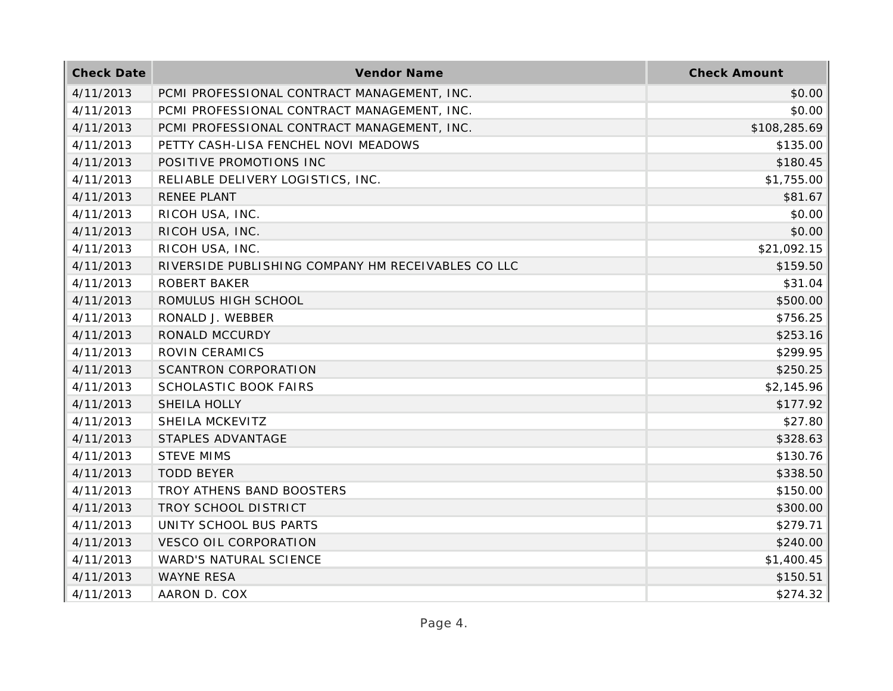| Check Date | Vendor Name | Check Amount |
| --- | --- | --- |
| 4/11/2013 | PCMI PROFESSIONAL CONTRACT MANAGEMENT, INC. | $0.00 |
| 4/11/2013 | PCMI PROFESSIONAL CONTRACT MANAGEMENT, INC. | $0.00 |
| 4/11/2013 | PCMI PROFESSIONAL CONTRACT MANAGEMENT, INC. | $108,285.69 |
| 4/11/2013 | PETTY CASH-LISA FENCHEL NOVI MEADOWS | $135.00 |
| 4/11/2013 | POSITIVE PROMOTIONS INC | $180.45 |
| 4/11/2013 | RELIABLE DELIVERY LOGISTICS, INC. | $1,755.00 |
| 4/11/2013 | RENEE PLANT | $81.67 |
| 4/11/2013 | RICOH USA, INC. | $0.00 |
| 4/11/2013 | RICOH USA, INC. | $0.00 |
| 4/11/2013 | RICOH USA, INC. | $21,092.15 |
| 4/11/2013 | RIVERSIDE PUBLISHING COMPANY HM RECEIVABLES CO LLC | $159.50 |
| 4/11/2013 | ROBERT BAKER | $31.04 |
| 4/11/2013 | ROMULUS HIGH SCHOOL | $500.00 |
| 4/11/2013 | RONALD J. WEBBER | $756.25 |
| 4/11/2013 | RONALD MCCURDY | $253.16 |
| 4/11/2013 | ROVIN CERAMICS | $299.95 |
| 4/11/2013 | SCANTRON CORPORATION | $250.25 |
| 4/11/2013 | SCHOLASTIC BOOK FAIRS | $2,145.96 |
| 4/11/2013 | SHEILA HOLLY | $177.92 |
| 4/11/2013 | SHEILA MCKEVITZ | $27.80 |
| 4/11/2013 | STAPLES ADVANTAGE | $328.63 |
| 4/11/2013 | STEVE MIMS | $130.76 |
| 4/11/2013 | TODD BEYER | $338.50 |
| 4/11/2013 | TROY ATHENS BAND BOOSTERS | $150.00 |
| 4/11/2013 | TROY SCHOOL DISTRICT | $300.00 |
| 4/11/2013 | UNITY SCHOOL BUS PARTS | $279.71 |
| 4/11/2013 | VESCO OIL CORPORATION | $240.00 |
| 4/11/2013 | WARD'S NATURAL SCIENCE | $1,400.45 |
| 4/11/2013 | WAYNE RESA | $150.51 |
| 4/11/2013 | AARON D. COX | $274.32 |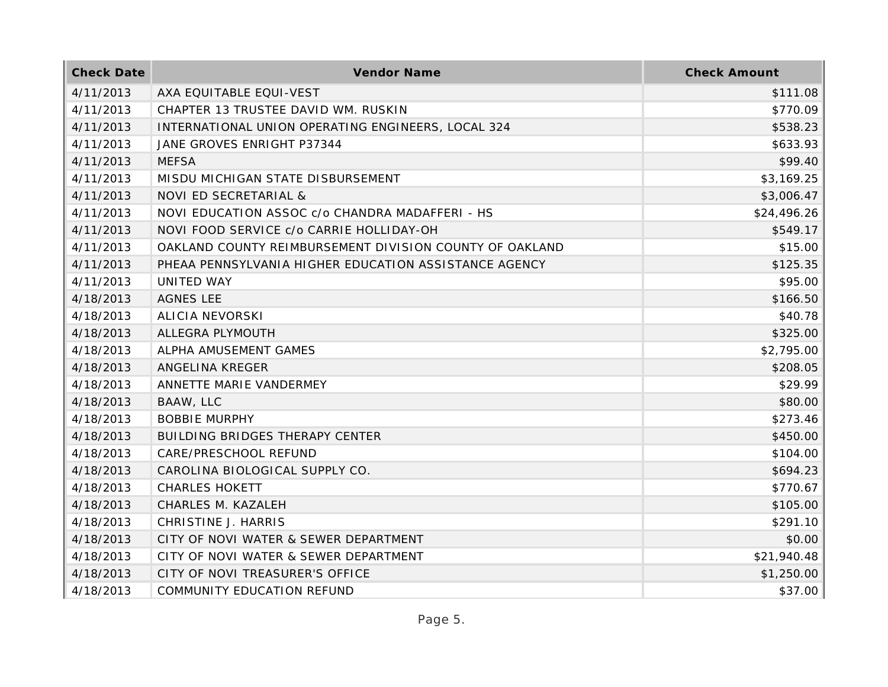| Check Date | Vendor Name | Check Amount |
|---|---|---|
| 4/11/2013 | AXA EQUITABLE EQUI-VEST | $111.08 |
| 4/11/2013 | CHAPTER 13 TRUSTEE DAVID WM. RUSKIN | $770.09 |
| 4/11/2013 | INTERNATIONAL UNION OPERATING ENGINEERS, LOCAL 324 | $538.23 |
| 4/11/2013 | JANE GROVES ENRIGHT P37344 | $633.93 |
| 4/11/2013 | MEFSA | $99.40 |
| 4/11/2013 | MISDU MICHIGAN STATE DISBURSEMENT | $3,169.25 |
| 4/11/2013 | NOVI ED SECRETARIAL & | $3,006.47 |
| 4/11/2013 | NOVI EDUCATION ASSOC c/o CHANDRA MADAFFERI - HS | $24,496.26 |
| 4/11/2013 | NOVI FOOD SERVICE c/o CARRIE HOLLIDAY-OH | $549.17 |
| 4/11/2013 | OAKLAND COUNTY REIMBURSEMENT DIVISION COUNTY OF OAKLAND | $15.00 |
| 4/11/2013 | PHEAA PENNSYLVANIA HIGHER EDUCATION ASSISTANCE AGENCY | $125.35 |
| 4/11/2013 | UNITED WAY | $95.00 |
| 4/18/2013 | AGNES LEE | $166.50 |
| 4/18/2013 | ALICIA NEVORSKI | $40.78 |
| 4/18/2013 | ALLEGRA PLYMOUTH | $325.00 |
| 4/18/2013 | ALPHA AMUSEMENT GAMES | $2,795.00 |
| 4/18/2013 | ANGELINA KREGER | $208.05 |
| 4/18/2013 | ANNETTE MARIE VANDERMEY | $29.99 |
| 4/18/2013 | BAAW, LLC | $80.00 |
| 4/18/2013 | BOBBIE MURPHY | $273.46 |
| 4/18/2013 | BUILDING BRIDGES THERAPY CENTER | $450.00 |
| 4/18/2013 | CARE/PRESCHOOL REFUND | $104.00 |
| 4/18/2013 | CAROLINA BIOLOGICAL SUPPLY CO. | $694.23 |
| 4/18/2013 | CHARLES HOKETT | $770.67 |
| 4/18/2013 | CHARLES M. KAZALEH | $105.00 |
| 4/18/2013 | CHRISTINE J. HARRIS | $291.10 |
| 4/18/2013 | CITY OF NOVI WATER & SEWER DEPARTMENT | $0.00 |
| 4/18/2013 | CITY OF NOVI WATER & SEWER DEPARTMENT | $21,940.48 |
| 4/18/2013 | CITY OF NOVI TREASURER'S OFFICE | $1,250.00 |
| 4/18/2013 | COMMUNITY EDUCATION REFUND | $37.00 |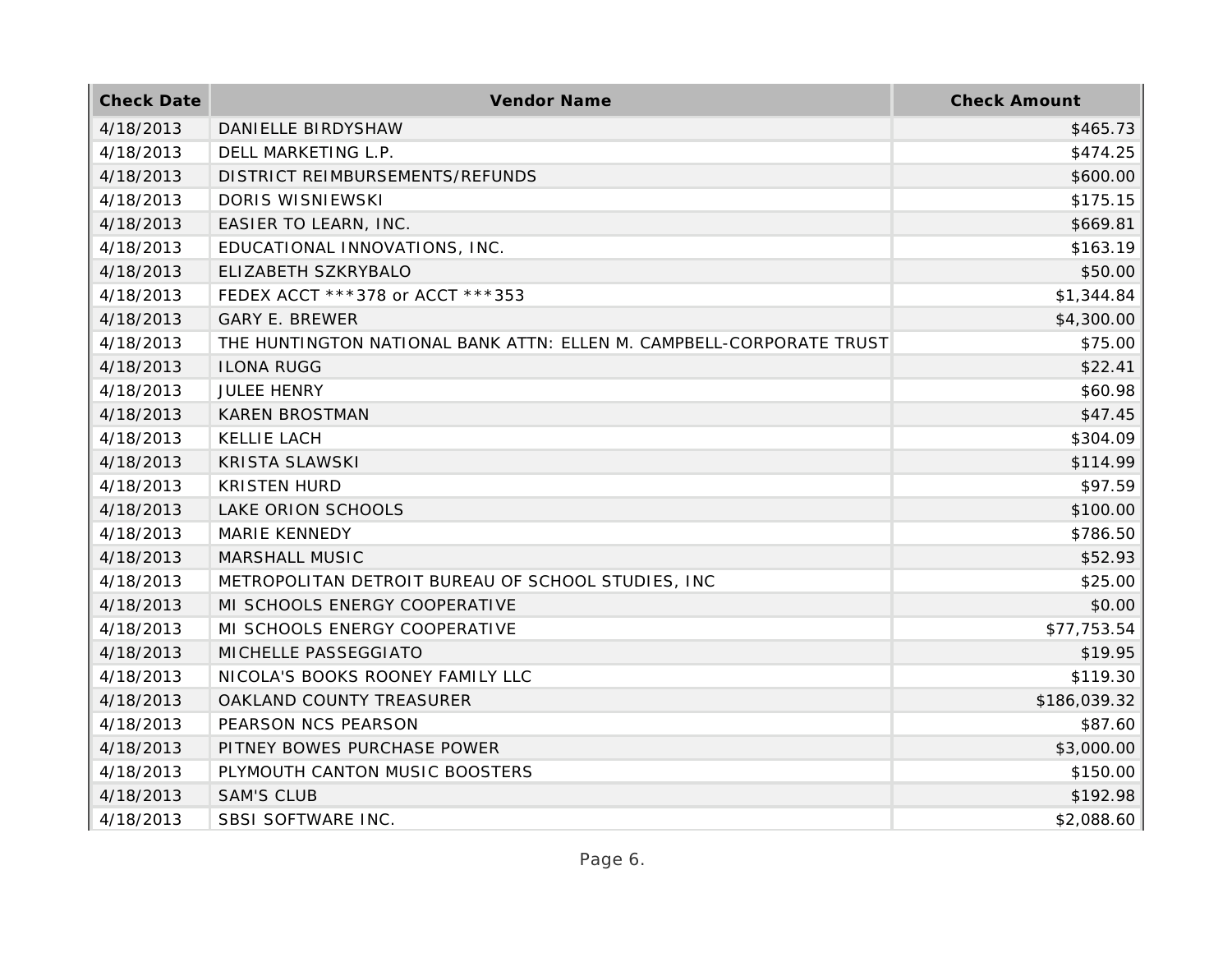| Check Date | Vendor Name | Check Amount |
|---|---|---|
| 4/18/2013 | DANIELLE BIRDYSHAW | $465.73 |
| 4/18/2013 | DELL MARKETING L.P. | $474.25 |
| 4/18/2013 | DISTRICT REIMBURSEMENTS/REFUNDS | $600.00 |
| 4/18/2013 | DORIS WISNIEWSKI | $175.15 |
| 4/18/2013 | EASIER TO LEARN, INC. | $669.81 |
| 4/18/2013 | EDUCATIONAL INNOVATIONS, INC. | $163.19 |
| 4/18/2013 | ELIZABETH SZKRYBALO | $50.00 |
| 4/18/2013 | FEDEX ACCT ***378 or ACCT ***353 | $1,344.84 |
| 4/18/2013 | GARY E. BREWER | $4,300.00 |
| 4/18/2013 | THE HUNTINGTON NATIONAL BANK ATTN: ELLEN M. CAMPBELL-CORPORATE TRUST | $75.00 |
| 4/18/2013 | ILONA RUGG | $22.41 |
| 4/18/2013 | JULEE HENRY | $60.98 |
| 4/18/2013 | KAREN BROSTMAN | $47.45 |
| 4/18/2013 | KELLIE LACH | $304.09 |
| 4/18/2013 | KRISTA SLAWSKI | $114.99 |
| 4/18/2013 | KRISTEN HURD | $97.59 |
| 4/18/2013 | LAKE ORION SCHOOLS | $100.00 |
| 4/18/2013 | MARIE KENNEDY | $786.50 |
| 4/18/2013 | MARSHALL MUSIC | $52.93 |
| 4/18/2013 | METROPOLITAN DETROIT BUREAU OF SCHOOL STUDIES, INC | $25.00 |
| 4/18/2013 | MI SCHOOLS ENERGY COOPERATIVE | $0.00 |
| 4/18/2013 | MI SCHOOLS ENERGY COOPERATIVE | $77,753.54 |
| 4/18/2013 | MICHELLE PASSEGGIATO | $19.95 |
| 4/18/2013 | NICOLA'S BOOKS ROONEY FAMILY LLC | $119.30 |
| 4/18/2013 | OAKLAND COUNTY TREASURER | $186,039.32 |
| 4/18/2013 | PEARSON NCS PEARSON | $87.60 |
| 4/18/2013 | PITNEY BOWES PURCHASE POWER | $3,000.00 |
| 4/18/2013 | PLYMOUTH CANTON MUSIC BOOSTERS | $150.00 |
| 4/18/2013 | SAM'S CLUB | $192.98 |
| 4/18/2013 | SBSI SOFTWARE INC. | $2,088.60 |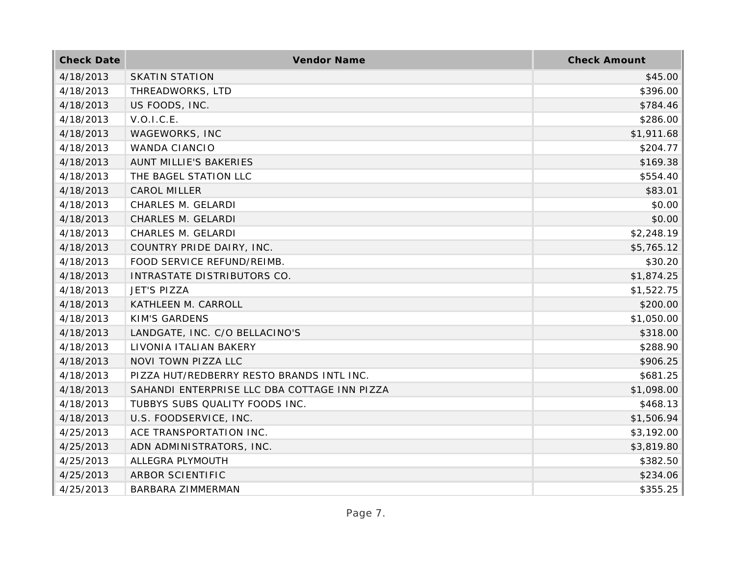| Check Date | Vendor Name | Check Amount |
|---|---|---|
| 4/18/2013 | SKATIN STATION | $45.00 |
| 4/18/2013 | THREADWORKS, LTD | $396.00 |
| 4/18/2013 | US FOODS, INC. | $784.46 |
| 4/18/2013 | V.O.I.C.E. | $286.00 |
| 4/18/2013 | WAGEWORKS, INC | $1,911.68 |
| 4/18/2013 | WANDA CIANCIO | $204.77 |
| 4/18/2013 | AUNT MILLIE'S BAKERIES | $169.38 |
| 4/18/2013 | THE BAGEL STATION LLC | $554.40 |
| 4/18/2013 | CAROL MILLER | $83.01 |
| 4/18/2013 | CHARLES M. GELARDI | $0.00 |
| 4/18/2013 | CHARLES M. GELARDI | $0.00 |
| 4/18/2013 | CHARLES M. GELARDI | $2,248.19 |
| 4/18/2013 | COUNTRY PRIDE DAIRY, INC. | $5,765.12 |
| 4/18/2013 | FOOD SERVICE REFUND/REIMB. | $30.20 |
| 4/18/2013 | INTRASTATE DISTRIBUTORS CO. | $1,874.25 |
| 4/18/2013 | JET'S PIZZA | $1,522.75 |
| 4/18/2013 | KATHLEEN M. CARROLL | $200.00 |
| 4/18/2013 | KIM'S GARDENS | $1,050.00 |
| 4/18/2013 | LANDGATE, INC. C/O BELLACINO'S | $318.00 |
| 4/18/2013 | LIVONIA ITALIAN BAKERY | $288.90 |
| 4/18/2013 | NOVI TOWN PIZZA LLC | $906.25 |
| 4/18/2013 | PIZZA HUT/REDBERRY RESTO BRANDS INTL INC. | $681.25 |
| 4/18/2013 | SAHANDI ENTERPRISE LLC DBA COTTAGE INN PIZZA | $1,098.00 |
| 4/18/2013 | TUBBYS SUBS QUALITY FOODS INC. | $468.13 |
| 4/18/2013 | U.S. FOODSERVICE, INC. | $1,506.94 |
| 4/25/2013 | ACE TRANSPORTATION INC. | $3,192.00 |
| 4/25/2013 | ADN ADMINISTRATORS, INC. | $3,819.80 |
| 4/25/2013 | ALLEGRA PLYMOUTH | $382.50 |
| 4/25/2013 | ARBOR SCIENTIFIC | $234.06 |
| 4/25/2013 | BARBARA ZIMMERMAN | $355.25 |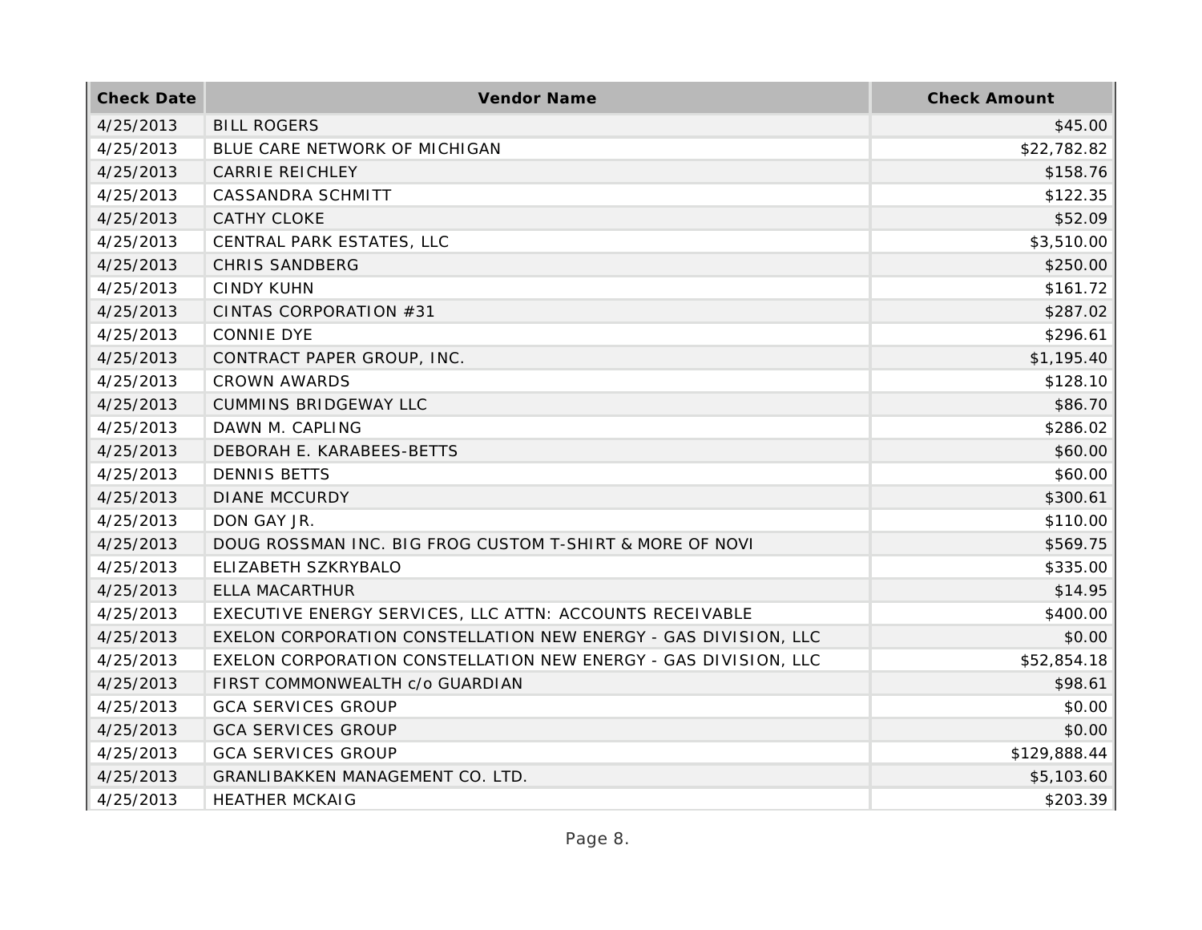| Check Date | Vendor Name | Check Amount |
|---|---|---|
| 4/25/2013 | BILL ROGERS | $45.00 |
| 4/25/2013 | BLUE CARE NETWORK OF MICHIGAN | $22,782.82 |
| 4/25/2013 | CARRIE REICHLEY | $158.76 |
| 4/25/2013 | CASSANDRA SCHMITT | $122.35 |
| 4/25/2013 | CATHY CLOKE | $52.09 |
| 4/25/2013 | CENTRAL PARK ESTATES, LLC | $3,510.00 |
| 4/25/2013 | CHRIS SANDBERG | $250.00 |
| 4/25/2013 | CINDY KUHN | $161.72 |
| 4/25/2013 | CINTAS CORPORATION #31 | $287.02 |
| 4/25/2013 | CONNIE DYE | $296.61 |
| 4/25/2013 | CONTRACT PAPER GROUP, INC. | $1,195.40 |
| 4/25/2013 | CROWN AWARDS | $128.10 |
| 4/25/2013 | CUMMINS BRIDGEWAY LLC | $86.70 |
| 4/25/2013 | DAWN M. CAPLING | $286.02 |
| 4/25/2013 | DEBORAH E. KARABEES-BETTS | $60.00 |
| 4/25/2013 | DENNIS BETTS | $60.00 |
| 4/25/2013 | DIANE MCCURDY | $300.61 |
| 4/25/2013 | DON GAY JR. | $110.00 |
| 4/25/2013 | DOUG ROSSMAN INC. BIG FROG CUSTOM T-SHIRT & MORE OF NOVI | $569.75 |
| 4/25/2013 | ELIZABETH SZKRYBALO | $335.00 |
| 4/25/2013 | ELLA MACARTHUR | $14.95 |
| 4/25/2013 | EXECUTIVE ENERGY SERVICES, LLC ATTN: ACCOUNTS RECEIVABLE | $400.00 |
| 4/25/2013 | EXELON CORPORATION CONSTELLATION NEW ENERGY - GAS DIVISION, LLC | $0.00 |
| 4/25/2013 | EXELON CORPORATION CONSTELLATION NEW ENERGY - GAS DIVISION, LLC | $52,854.18 |
| 4/25/2013 | FIRST COMMONWEALTH c/o GUARDIAN | $98.61 |
| 4/25/2013 | GCA SERVICES GROUP | $0.00 |
| 4/25/2013 | GCA SERVICES GROUP | $0.00 |
| 4/25/2013 | GCA SERVICES GROUP | $129,888.44 |
| 4/25/2013 | GRANLIBAKKEN MANAGEMENT CO. LTD. | $5,103.60 |
| 4/25/2013 | HEATHER MCKAIG | $203.39 |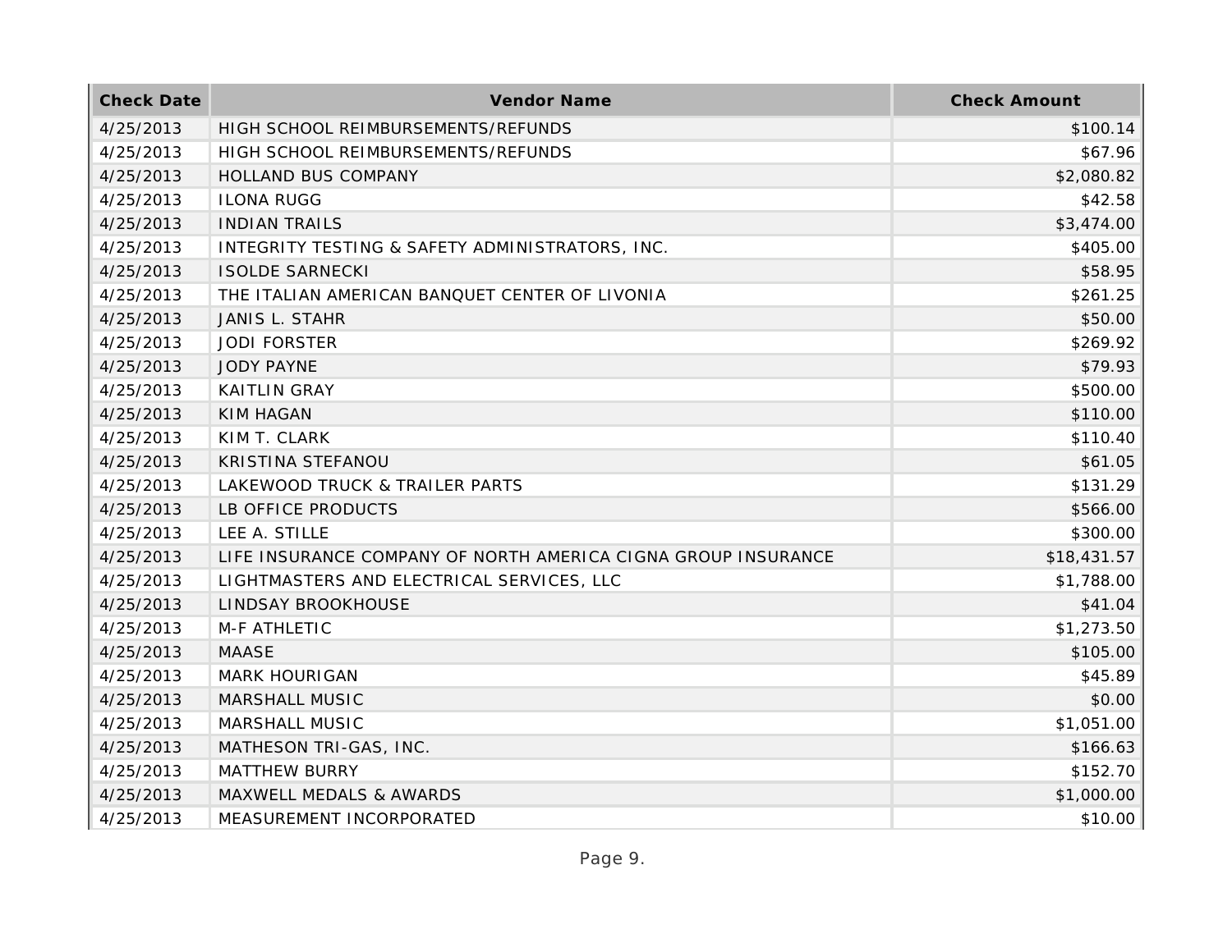| Check Date | Vendor Name | Check Amount |
|---|---|---|
| 4/25/2013 | HIGH SCHOOL REIMBURSEMENTS/REFUNDS | $100.14 |
| 4/25/2013 | HIGH SCHOOL REIMBURSEMENTS/REFUNDS | $67.96 |
| 4/25/2013 | HOLLAND BUS COMPANY | $2,080.82 |
| 4/25/2013 | ILONA RUGG | $42.58 |
| 4/25/2013 | INDIAN TRAILS | $3,474.00 |
| 4/25/2013 | INTEGRITY TESTING & SAFETY ADMINISTRATORS, INC. | $405.00 |
| 4/25/2013 | ISOLDE SARNECKI | $58.95 |
| 4/25/2013 | THE ITALIAN AMERICAN BANQUET CENTER OF LIVONIA | $261.25 |
| 4/25/2013 | JANIS L. STAHR | $50.00 |
| 4/25/2013 | JODI FORSTER | $269.92 |
| 4/25/2013 | JODY PAYNE | $79.93 |
| 4/25/2013 | KAITLIN GRAY | $500.00 |
| 4/25/2013 | KIM HAGAN | $110.00 |
| 4/25/2013 | KIM T. CLARK | $110.40 |
| 4/25/2013 | KRISTINA STEFANOU | $61.05 |
| 4/25/2013 | LAKEWOOD TRUCK & TRAILER PARTS | $131.29 |
| 4/25/2013 | LB OFFICE PRODUCTS | $566.00 |
| 4/25/2013 | LEE A. STILLE | $300.00 |
| 4/25/2013 | LIFE INSURANCE COMPANY OF NORTH AMERICA CIGNA GROUP INSURANCE | $18,431.57 |
| 4/25/2013 | LIGHTMASTERS AND ELECTRICAL SERVICES, LLC | $1,788.00 |
| 4/25/2013 | LINDSAY BROOKHOUSE | $41.04 |
| 4/25/2013 | M-F ATHLETIC | $1,273.50 |
| 4/25/2013 | MAASE | $105.00 |
| 4/25/2013 | MARK HOURIGAN | $45.89 |
| 4/25/2013 | MARSHALL MUSIC | $0.00 |
| 4/25/2013 | MARSHALL MUSIC | $1,051.00 |
| 4/25/2013 | MATHESON TRI-GAS, INC. | $166.63 |
| 4/25/2013 | MATTHEW BURRY | $152.70 |
| 4/25/2013 | MAXWELL MEDALS & AWARDS | $1,000.00 |
| 4/25/2013 | MEASUREMENT INCORPORATED | $10.00 |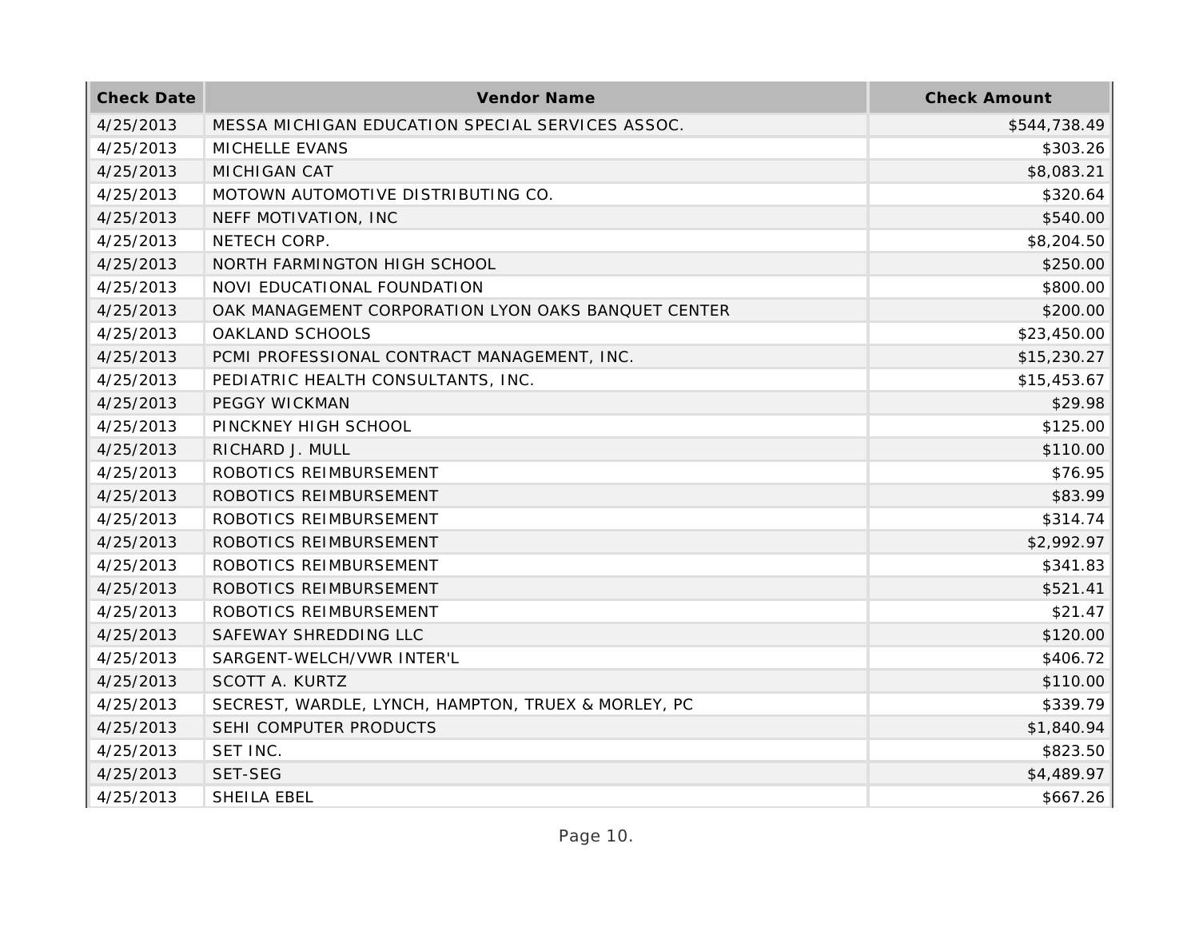| Check Date | Vendor Name | Check Amount |
| --- | --- | --- |
| 4/25/2013 | MESSA MICHIGAN EDUCATION SPECIAL SERVICES ASSOC. | $544,738.49 |
| 4/25/2013 | MICHELLE EVANS | $303.26 |
| 4/25/2013 | MICHIGAN CAT | $8,083.21 |
| 4/25/2013 | MOTOWN AUTOMOTIVE DISTRIBUTING CO. | $320.64 |
| 4/25/2013 | NEFF MOTIVATION, INC | $540.00 |
| 4/25/2013 | NETECH CORP. | $8,204.50 |
| 4/25/2013 | NORTH FARMINGTON HIGH SCHOOL | $250.00 |
| 4/25/2013 | NOVI EDUCATIONAL FOUNDATION | $800.00 |
| 4/25/2013 | OAK MANAGEMENT CORPORATION LYON OAKS BANQUET CENTER | $200.00 |
| 4/25/2013 | OAKLAND SCHOOLS | $23,450.00 |
| 4/25/2013 | PCMI PROFESSIONAL CONTRACT MANAGEMENT, INC. | $15,230.27 |
| 4/25/2013 | PEDIATRIC HEALTH CONSULTANTS, INC. | $15,453.67 |
| 4/25/2013 | PEGGY WICKMAN | $29.98 |
| 4/25/2013 | PINCKNEY HIGH SCHOOL | $125.00 |
| 4/25/2013 | RICHARD J. MULL | $110.00 |
| 4/25/2013 | ROBOTICS REIMBURSEMENT | $76.95 |
| 4/25/2013 | ROBOTICS REIMBURSEMENT | $83.99 |
| 4/25/2013 | ROBOTICS REIMBURSEMENT | $314.74 |
| 4/25/2013 | ROBOTICS REIMBURSEMENT | $2,992.97 |
| 4/25/2013 | ROBOTICS REIMBURSEMENT | $341.83 |
| 4/25/2013 | ROBOTICS REIMBURSEMENT | $521.41 |
| 4/25/2013 | ROBOTICS REIMBURSEMENT | $21.47 |
| 4/25/2013 | SAFEWAY SHREDDING LLC | $120.00 |
| 4/25/2013 | SARGENT-WELCH/VWR INTER'L | $406.72 |
| 4/25/2013 | SCOTT A. KURTZ | $110.00 |
| 4/25/2013 | SECREST, WARDLE, LYNCH, HAMPTON, TRUEX & MORLEY, PC | $339.79 |
| 4/25/2013 | SEHI COMPUTER PRODUCTS | $1,840.94 |
| 4/25/2013 | SET INC. | $823.50 |
| 4/25/2013 | SET-SEG | $4,489.97 |
| 4/25/2013 | SHEILA EBEL | $667.26 |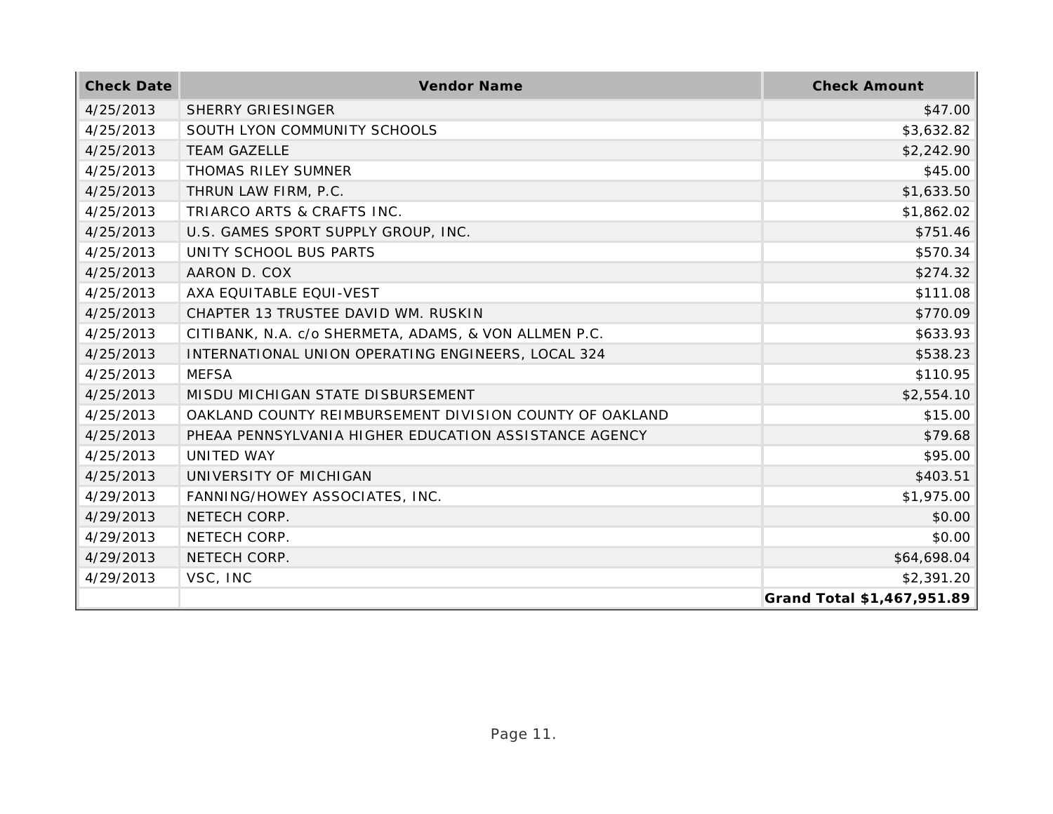| Check Date | Vendor Name | Check Amount |
|---|---|---|
| 4/25/2013 | SHERRY GRIESINGER | $47.00 |
| 4/25/2013 | SOUTH LYON COMMUNITY SCHOOLS | $3,632.82 |
| 4/25/2013 | TEAM GAZELLE | $2,242.90 |
| 4/25/2013 | THOMAS RILEY SUMNER | $45.00 |
| 4/25/2013 | THRUN LAW FIRM, P.C. | $1,633.50 |
| 4/25/2013 | TRIARCO ARTS & CRAFTS INC. | $1,862.02 |
| 4/25/2013 | U.S. GAMES SPORT SUPPLY GROUP, INC. | $751.46 |
| 4/25/2013 | UNITY SCHOOL BUS PARTS | $570.34 |
| 4/25/2013 | AARON D. COX | $274.32 |
| 4/25/2013 | AXA EQUITABLE EQUI-VEST | $111.08 |
| 4/25/2013 | CHAPTER 13 TRUSTEE DAVID WM. RUSKIN | $770.09 |
| 4/25/2013 | CITIBANK, N.A. c/o SHERMETA, ADAMS, & VON ALLMEN P.C. | $633.93 |
| 4/25/2013 | INTERNATIONAL UNION OPERATING ENGINEERS, LOCAL 324 | $538.23 |
| 4/25/2013 | MEFSA | $110.95 |
| 4/25/2013 | MISDU MICHIGAN STATE DISBURSEMENT | $2,554.10 |
| 4/25/2013 | OAKLAND COUNTY REIMBURSEMENT DIVISION COUNTY OF OAKLAND | $15.00 |
| 4/25/2013 | PHEAA PENNSYLVANIA HIGHER EDUCATION ASSISTANCE AGENCY | $79.68 |
| 4/25/2013 | UNITED WAY | $95.00 |
| 4/25/2013 | UNIVERSITY OF MICHIGAN | $403.51 |
| 4/29/2013 | FANNING/HOWEY ASSOCIATES, INC. | $1,975.00 |
| 4/29/2013 | NETECH CORP. | $0.00 |
| 4/29/2013 | NETECH CORP. | $0.00 |
| 4/29/2013 | NETECH CORP. | $64,698.04 |
| 4/29/2013 | VSC, INC | $2,391.20 |
| | | **Grand Total $1,467,951.89** |